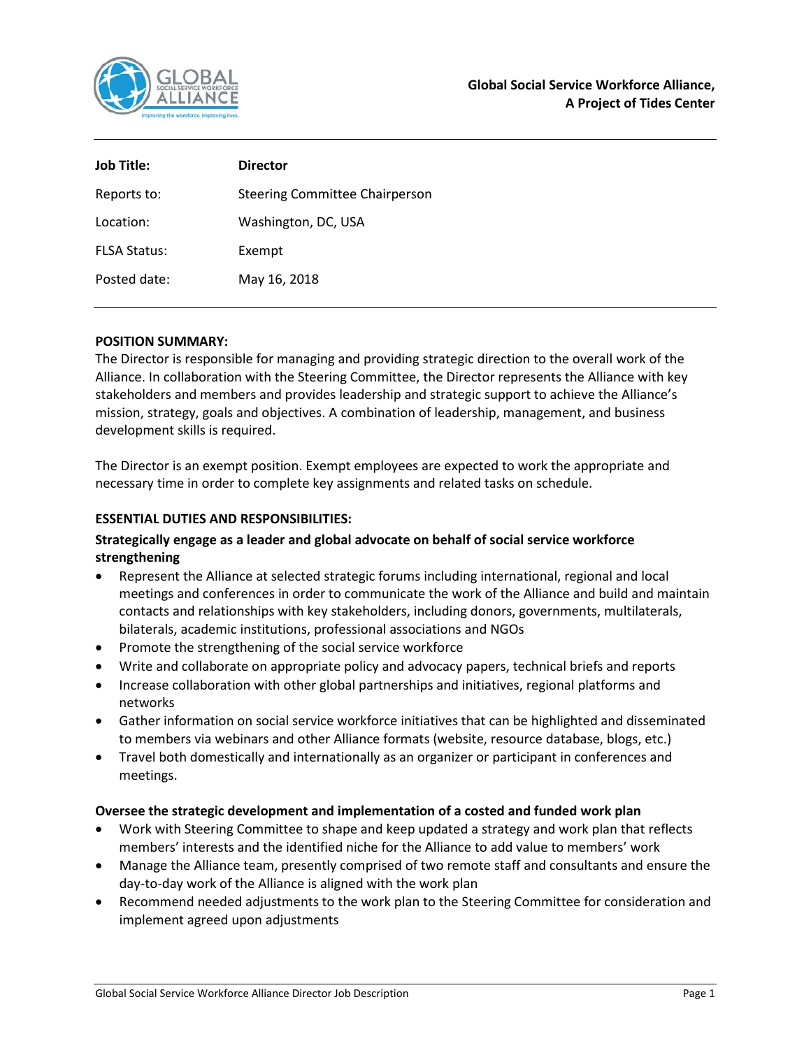**Global Social Service Workforce Alliance, A Project of Tides Center**

| **Job Title:** | **Director** |
|---|---|
| Reports to: | Steering Committee Chairperson |
| Location: | Washington, DC, USA |
| FLSA Status: | Exempt |
| Posted date: | May 16, 2018 |

## POSITION SUMMARY:

The Director is responsible for managing and providing strategic direction to the overall work of the Alliance. In collaboration with the Steering Committee, the Director represents the Alliance with key stakeholders and members and provides leadership and strategic support to achieve the Alliance's mission, strategy, goals and objectives. A combination of leadership, management, and business development skills is required.

The Director is an exempt position. Exempt employees are expected to work the appropriate and necessary time in order to complete key assignments and related tasks on schedule.

## ESSENTIAL DUTIES AND RESPONSIBILITIES:

### Strategically engage as a leader and global advocate on behalf of social service workforce strengthening

- Represent the Alliance at selected strategic forums including international, regional and local meetings and conferences in order to communicate the work of the Alliance and build and maintain contacts and relationships with key stakeholders, including donors, governments, multilaterals, bilaterals, academic institutions, professional associations and NGOs
- Promote the strengthening of the social service workforce
- Write and collaborate on appropriate policy and advocacy papers, technical briefs and reports
- Increase collaboration with other global partnerships and initiatives, regional platforms and networks
- Gather information on social service workforce initiatives that can be highlighted and disseminated to members via webinars and other Alliance formats (website, resource database, blogs, etc.)
- Travel both domestically and internationally as an organizer or participant in conferences and meetings.

### Oversee the strategic development and implementation of a costed and funded work plan

- Work with Steering Committee to shape and keep updated a strategy and work plan that reflects members' interests and the identified niche for the Alliance to add value to members' work
- Manage the Alliance team, presently comprised of two remote staff and consultants and ensure the day-to-day work of the Alliance is aligned with the work plan
- Recommend needed adjustments to the work plan to the Steering Committee for consideration and implement agreed upon adjustments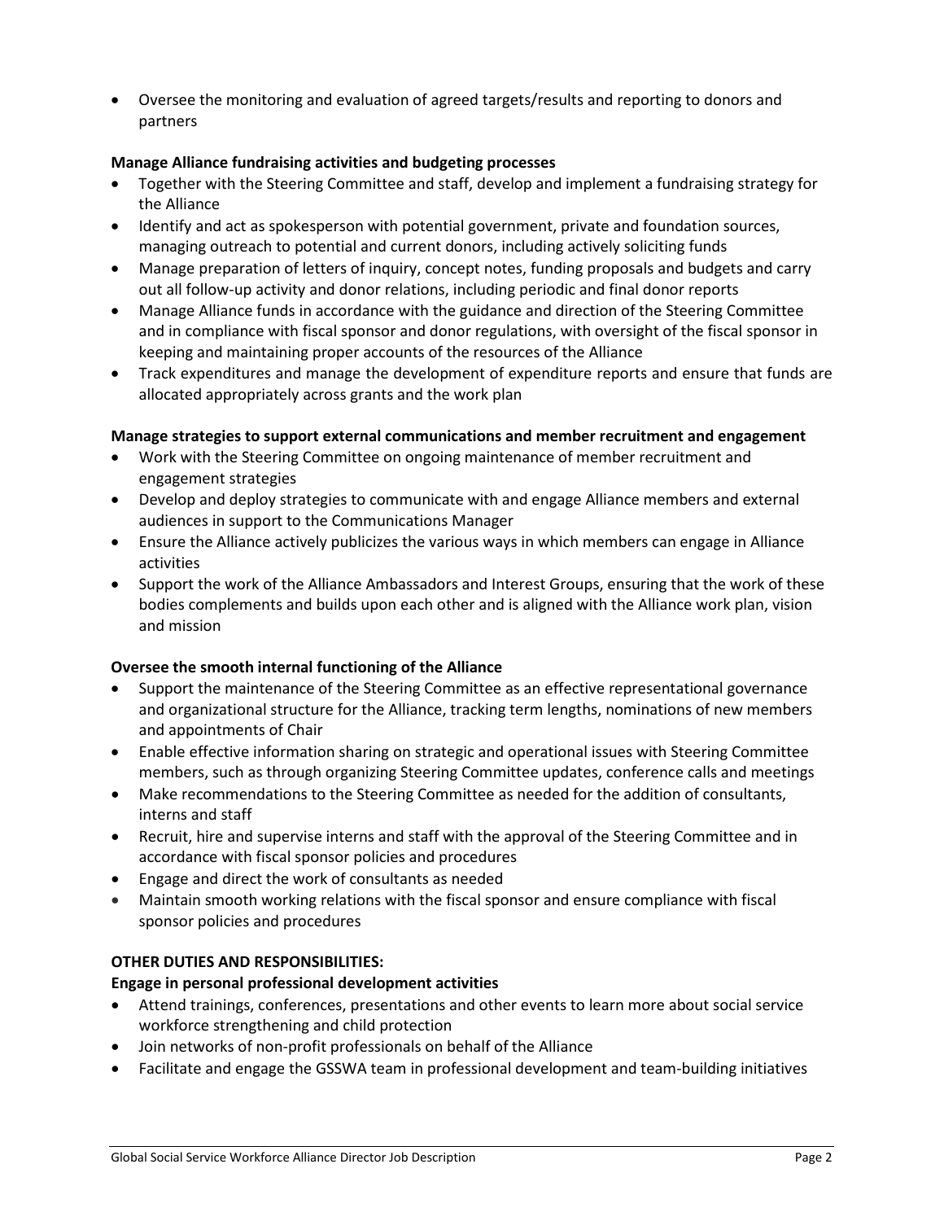- Oversee the monitoring and evaluation of agreed targets/results and reporting to donors and partners

**Manage Alliance fundraising activities and budgeting processes**

- Together with the Steering Committee and staff, develop and implement a fundraising strategy for the Alliance
- Identify and act as spokesperson with potential government, private and foundation sources, managing outreach to potential and current donors, including actively soliciting funds
- Manage preparation of letters of inquiry, concept notes, funding proposals and budgets and carry out all follow-up activity and donor relations, including periodic and final donor reports
- Manage Alliance funds in accordance with the guidance and direction of the Steering Committee and in compliance with fiscal sponsor and donor regulations, with oversight of the fiscal sponsor in keeping and maintaining proper accounts of the resources of the Alliance
- Track expenditures and manage the development of expenditure reports and ensure that funds are allocated appropriately across grants and the work plan

**Manage strategies to support external communications and member recruitment and engagement**

- Work with the Steering Committee on ongoing maintenance of member recruitment and engagement strategies
- Develop and deploy strategies to communicate with and engage Alliance members and external audiences in support to the Communications Manager
- Ensure the Alliance actively publicizes the various ways in which members can engage in Alliance activities
- Support the work of the Alliance Ambassadors and Interest Groups, ensuring that the work of these bodies complements and builds upon each other and is aligned with the Alliance work plan, vision and mission

**Oversee the smooth internal functioning of the Alliance**

- Support the maintenance of the Steering Committee as an effective representational governance and organizational structure for the Alliance, tracking term lengths, nominations of new members and appointments of Chair
- Enable effective information sharing on strategic and operational issues with Steering Committee members, such as through organizing Steering Committee updates, conference calls and meetings
- Make recommendations to the Steering Committee as needed for the addition of consultants, interns and staff
- Recruit, hire and supervise interns and staff with the approval of the Steering Committee and in accordance with fiscal sponsor policies and procedures
- Engage and direct the work of consultants as needed
- Maintain smooth working relations with the fiscal sponsor and ensure compliance with fiscal sponsor policies and procedures

**OTHER DUTIES AND RESPONSIBILITIES:**

**Engage in personal professional development activities**

- Attend trainings, conferences, presentations and other events to learn more about social service workforce strengthening and child protection
- Join networks of non-profit professionals on behalf of the Alliance
- Facilitate and engage the GSSWA team in professional development and team-building initiatives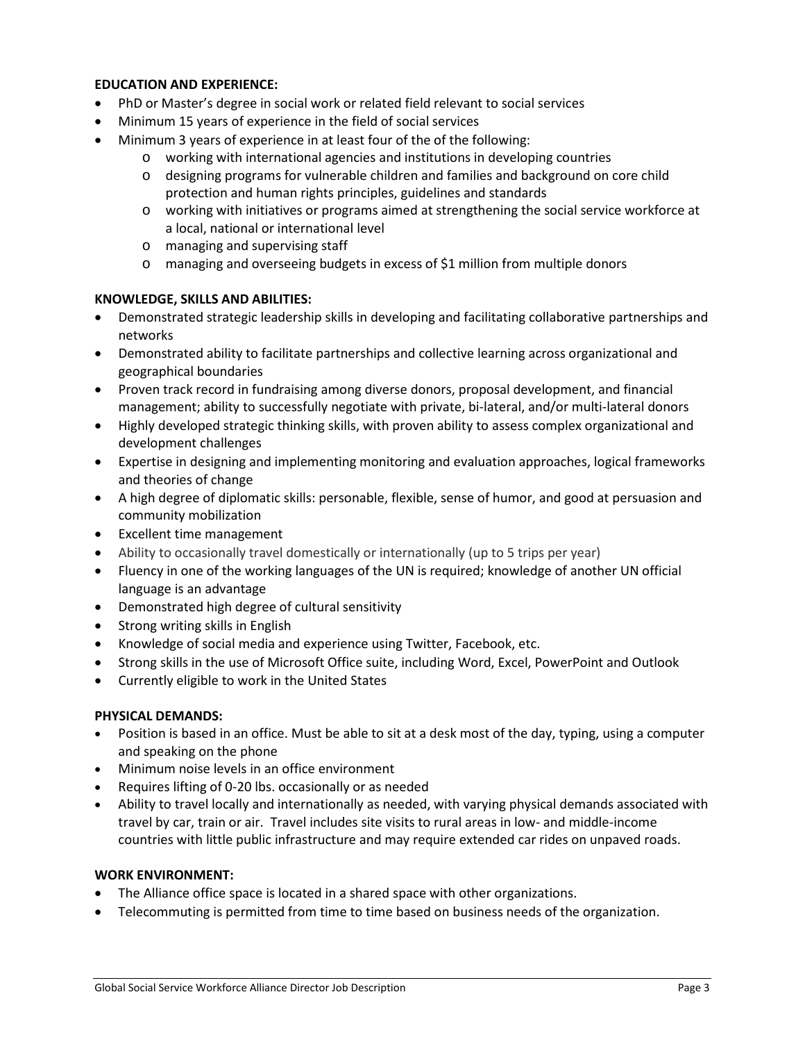**EDUCATION AND EXPERIENCE:**

- PhD or Master's degree in social work or related field relevant to social services
- Minimum 15 years of experience in the field of social services
- Minimum 3 years of experience in at least four of the of the following:
  - working with international agencies and institutions in developing countries
  - designing programs for vulnerable children and families and background on core child protection and human rights principles, guidelines and standards
  - working with initiatives or programs aimed at strengthening the social service workforce at a local, national or international level
  - managing and supervising staff
  - managing and overseeing budgets in excess of $1 million from multiple donors

**KNOWLEDGE, SKILLS AND ABILITIES:**

- Demonstrated strategic leadership skills in developing and facilitating collaborative partnerships and networks
- Demonstrated ability to facilitate partnerships and collective learning across organizational and geographical boundaries
- Proven track record in fundraising among diverse donors, proposal development, and financial management; ability to successfully negotiate with private, bi-lateral, and/or multi-lateral donors
- Highly developed strategic thinking skills, with proven ability to assess complex organizational and development challenges
- Expertise in designing and implementing monitoring and evaluation approaches, logical frameworks and theories of change
- A high degree of diplomatic skills: personable, flexible, sense of humor, and good at persuasion and community mobilization
- Excellent time management
- Ability to occasionally travel domestically or internationally (up to 5 trips per year)
- Fluency in one of the working languages of the UN is required; knowledge of another UN official language is an advantage
- Demonstrated high degree of cultural sensitivity
- Strong writing skills in English
- Knowledge of social media and experience using Twitter, Facebook, etc.
- Strong skills in the use of Microsoft Office suite, including Word, Excel, PowerPoint and Outlook
- Currently eligible to work in the United States

**PHYSICAL DEMANDS:**

- Position is based in an office. Must be able to sit at a desk most of the day, typing, using a computer and speaking on the phone
- Minimum noise levels in an office environment
- Requires lifting of 0-20 lbs. occasionally or as needed
- Ability to travel locally and internationally as needed, with varying physical demands associated with travel by car, train or air. Travel includes site visits to rural areas in low- and middle-income countries with little public infrastructure and may require extended car rides on unpaved roads.

**WORK ENVIRONMENT:**

- The Alliance office space is located in a shared space with other organizations.
- Telecommuting is permitted from time to time based on business needs of the organization.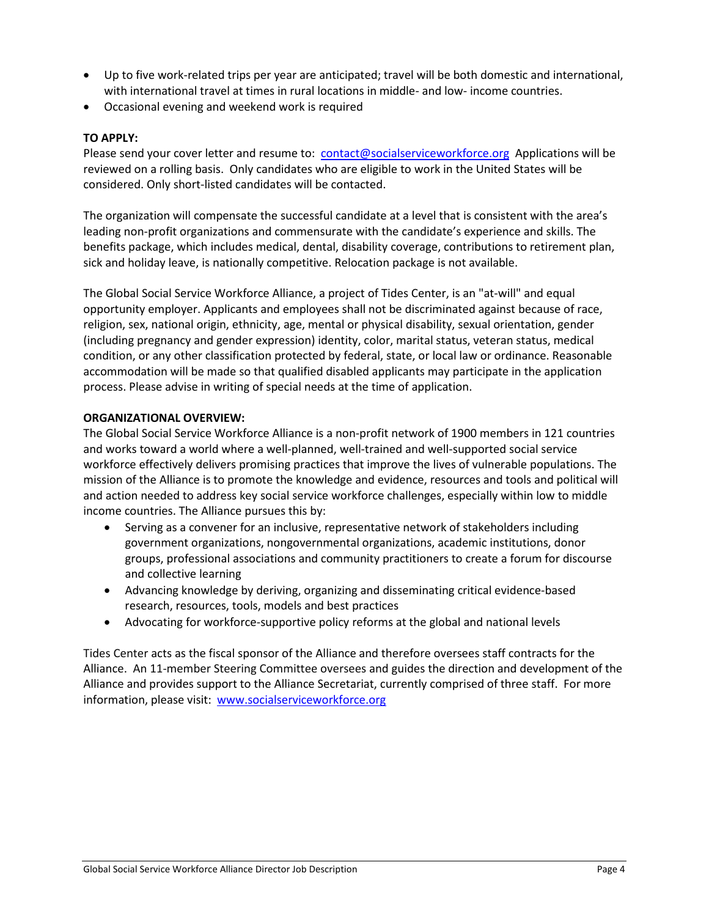- Up to five work-related trips per year are anticipated; travel will be both domestic and international, with international travel at times in rural locations in middle- and low- income countries.
- Occasional evening and weekend work is required

**TO APPLY:**

Please send your cover letter and resume to: contact@socialserviceworkforce.org Applications will be reviewed on a rolling basis. Only candidates who are eligible to work in the United States will be considered. Only short-listed candidates will be contacted.

The organization will compensate the successful candidate at a level that is consistent with the area's leading non-profit organizations and commensurate with the candidate's experience and skills. The benefits package, which includes medical, dental, disability coverage, contributions to retirement plan, sick and holiday leave, is nationally competitive. Relocation package is not available.

The Global Social Service Workforce Alliance, a project of Tides Center, is an "at-will" and equal opportunity employer. Applicants and employees shall not be discriminated against because of race, religion, sex, national origin, ethnicity, age, mental or physical disability, sexual orientation, gender (including pregnancy and gender expression) identity, color, marital status, veteran status, medical condition, or any other classification protected by federal, state, or local law or ordinance. Reasonable accommodation will be made so that qualified disabled applicants may participate in the application process. Please advise in writing of special needs at the time of application.

**ORGANIZATIONAL OVERVIEW:**

The Global Social Service Workforce Alliance is a non-profit network of 1900 members in 121 countries and works toward a world where a well-planned, well-trained and well-supported social service workforce effectively delivers promising practices that improve the lives of vulnerable populations. The mission of the Alliance is to promote the knowledge and evidence, resources and tools and political will and action needed to address key social service workforce challenges, especially within low to middle income countries. The Alliance pursues this by:

- Serving as a convener for an inclusive, representative network of stakeholders including government organizations, nongovernmental organizations, academic institutions, donor groups, professional associations and community practitioners to create a forum for discourse and collective learning
- Advancing knowledge by deriving, organizing and disseminating critical evidence-based research, resources, tools, models and best practices
- Advocating for workforce-supportive policy reforms at the global and national levels

Tides Center acts as the fiscal sponsor of the Alliance and therefore oversees staff contracts for the Alliance. An 11-member Steering Committee oversees and guides the direction and development of the Alliance and provides support to the Alliance Secretariat, currently comprised of three staff. For more information, please visit: www.socialserviceworkforce.org